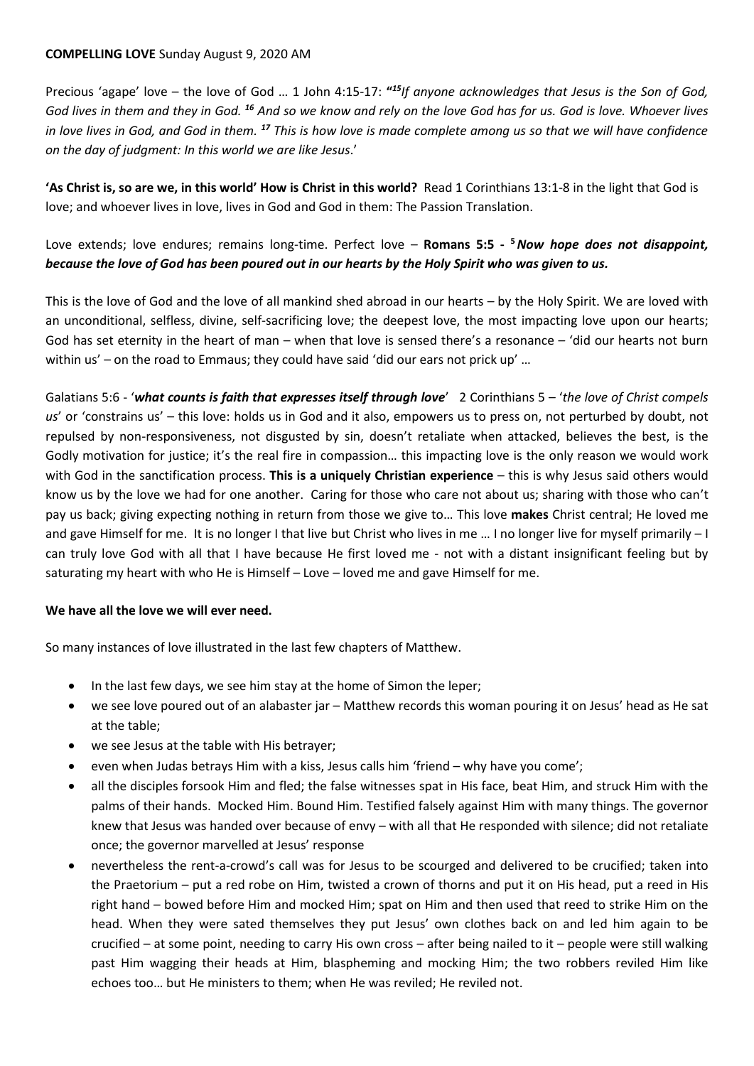**COMPELLING LOVE** Sunday August 9, 2020 AM

Precious 'agape' love – the love of God … 1 John 4:15-17: *"[15]If anyone acknowledges that Jesus is the Son of God, God lives in them and they in God. [16] And so we know and rely on the love God has for us. God is love. Whoever lives in love lives in God, and God in them. [17] This is how love is made complete among us so that we will have confidence on the day of judgment: In this world we are like Jesus*.'

**'As Christ is, so are we, in this world' How is Christ in this world?** Read 1 Corinthians 13:1-8 in the light that God is love; and whoever lives in love, lives in God and God in them: The Passion Translation.

Love extends; love endures; remains long-time. Perfect love – **Romans 5:5 - [5]** ***Now hope does not disappoint, because the love of God has been poured out in our hearts by the Holy Spirit who was given to us.***

This is the love of God and the love of all mankind shed abroad in our hearts – by the Holy Spirit. We are loved with an unconditional, selfless, divine, self-sacrificing love; the deepest love, the most impacting love upon our hearts; God has set eternity in the heart of man – when that love is sensed there's a resonance – 'did our hearts not burn within us' – on the road to Emmaus; they could have said 'did our ears not prick up' …

Galatians 5:6 - '***what counts is faith that expresses itself through love***' 2 Corinthians 5 – '*the love of Christ compels us*' or 'constrains us' – this love: holds us in God and it also, empowers us to press on, not perturbed by doubt, not repulsed by non-responsiveness, not disgusted by sin, doesn't retaliate when attacked, believes the best, is the Godly motivation for justice; it's the real fire in compassion… this impacting love is the only reason we would work with God in the sanctification process. **This is a uniquely Christian experience** – this is why Jesus said others would know us by the love we had for one another. Caring for those who care not about us; sharing with those who can't pay us back; giving expecting nothing in return from those we give to… This love **makes** Christ central; He loved me and gave Himself for me. It is no longer I that live but Christ who lives in me … I no longer live for myself primarily – I can truly love God with all that I have because He first loved me - not with a distant insignificant feeling but by saturating my heart with who He is Himself – Love – loved me and gave Himself for me.

**We have all the love we will ever need.**

So many instances of love illustrated in the last few chapters of Matthew.

- In the last few days, we see him stay at the home of Simon the leper;
- we see love poured out of an alabaster jar – Matthew records this woman pouring it on Jesus' head as He sat at the table;
- we see Jesus at the table with His betrayer;
- even when Judas betrays Him with a kiss, Jesus calls him 'friend – why have you come';
- all the disciples forsook Him and fled; the false witnesses spat in His face, beat Him, and struck Him with the palms of their hands. Mocked Him. Bound Him. Testified falsely against Him with many things. The governor knew that Jesus was handed over because of envy – with all that He responded with silence; did not retaliate once; the governor marvelled at Jesus' response
- nevertheless the rent-a-crowd's call was for Jesus to be scourged and delivered to be crucified; taken into the Praetorium – put a red robe on Him, twisted a crown of thorns and put it on His head, put a reed in His right hand – bowed before Him and mocked Him; spat on Him and then used that reed to strike Him on the head. When they were sated themselves they put Jesus' own clothes back on and led him again to be crucified – at some point, needing to carry His own cross – after being nailed to it – people were still walking past Him wagging their heads at Him, blaspheming and mocking Him; the two robbers reviled Him like echoes too… but He ministers to them; when He was reviled; He reviled not.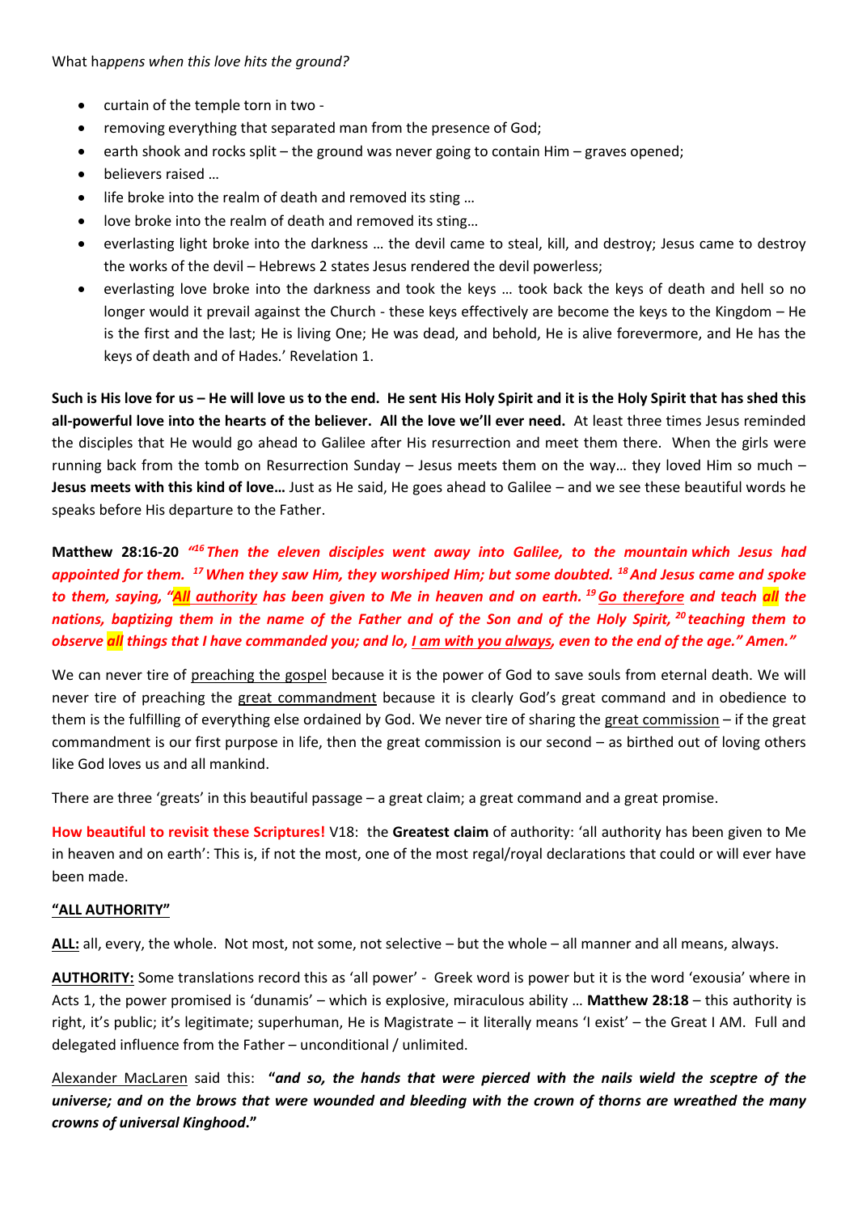What ha*ppens when this love hits the ground?*

- curtain of the temple torn in two -
- removing everything that separated man from the presence of God;
- earth shook and rocks split – the ground was never going to contain Him – graves opened;
- believers raised …
- life broke into the realm of death and removed its sting …
- love broke into the realm of death and removed its sting…
- everlasting light broke into the darkness … the devil came to steal, kill, and destroy; Jesus came to destroy the works of the devil – Hebrews 2 states Jesus rendered the devil powerless;
- everlasting love broke into the darkness and took the keys … took back the keys of death and hell so no longer would it prevail against the Church - these keys effectively are become the keys to the Kingdom – He is the first and the last; He is living One; He was dead, and behold, He is alive forevermore, and He has the keys of death and of Hades.' Revelation 1.

**Such is His love for us – He will love us to the end. He sent His Holy Spirit and it is the Holy Spirit that has shed this all-powerful love into the hearts of the believer. All the love we'll ever need.** At least three times Jesus reminded the disciples that He would go ahead to Galilee after His resurrection and meet them there. When the girls were running back from the tomb on Resurrection Sunday – Jesus meets them on the way… they loved Him so much – **Jesus meets with this kind of love…** Just as He said, He goes ahead to Galilee – and we see these beautiful words he speaks before His departure to the Father.

**Matthew 28:16-20** ***"[16] Then the eleven disciples went away into Galilee, to the mountain which Jesus had appointed for them. [17] When they saw Him, they worshiped Him; but some doubted. [18] And Jesus came and spoke to them, saying, "All authority has been given to Me in heaven and on earth. [19] Go therefore and teach all the nations, baptizing them in the name of the Father and of the Son and of the Holy Spirit, [20] teaching them to observe all things that I have commanded you; and lo, I am with you always, even to the end of the age." Amen."***

We can never tire of preaching the gospel because it is the power of God to save souls from eternal death. We will never tire of preaching the great commandment because it is clearly God's great command and in obedience to them is the fulfilling of everything else ordained by God. We never tire of sharing the great commission – if the great commandment is our first purpose in life, then the great commission is our second – as birthed out of loving others like God loves us and all mankind.

There are three 'greats' in this beautiful passage – a great claim; a great command and a great promise.

**How beautiful to revisit these Scriptures!** V18: the **Greatest claim** of authority: 'all authority has been given to Me in heaven and on earth': This is, if not the most, one of the most regal/royal declarations that could or will ever have been made.

**"ALL AUTHORITY"**

**ALL:** all, every, the whole. Not most, not some, not selective – but the whole – all manner and all means, always.

**AUTHORITY:** Some translations record this as 'all power' - Greek word is power but it is the word 'exousia' where in Acts 1, the power promised is 'dunamis' – which is explosive, miraculous ability … **Matthew 28:18** – this authority is right, it's public; it's legitimate; superhuman, He is Magistrate – it literally means 'I exist' – the Great I AM. Full and delegated influence from the Father – unconditional / unlimited.

Alexander MacLaren said this: **"*and so, the hands that were pierced with the nails wield the sceptre of the universe; and on the brows that were wounded and bleeding with the crown of thorns are wreathed the many crowns of universal Kinghood.*"**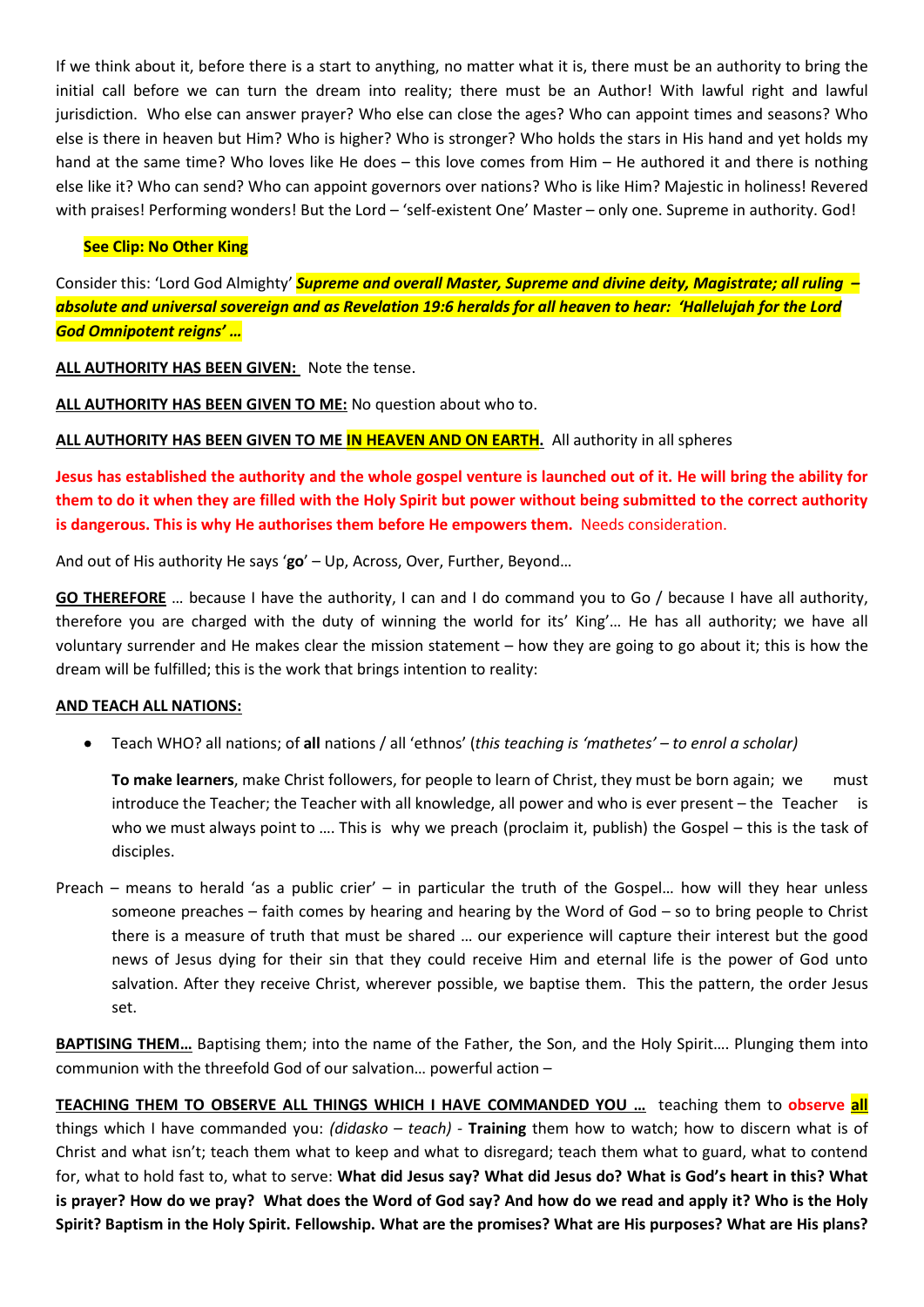If we think about it, before there is a start to anything, no matter what it is, there must be an authority to bring the initial call before we can turn the dream into reality; there must be an Author! With lawful right and lawful jurisdiction. Who else can answer prayer? Who else can close the ages? Who can appoint times and seasons? Who else is there in heaven but Him? Who is higher? Who is stronger? Who holds the stars in His hand and yet holds my hand at the same time? Who loves like He does – this love comes from Him – He authored it and there is nothing else like it? Who can send? Who can appoint governors over nations? Who is like Him? Majestic in holiness! Revered with praises! Performing wonders! But the Lord – 'self-existent One' Master – only one. Supreme in authority. God!

**See Clip: No Other King**

Consider this: 'Lord God Almighty' ***Supreme and overall Master, Supreme and divine deity, Magistrate; all ruling – absolute and universal sovereign and as Revelation 19:6 heralds for all heaven to hear: 'Hallelujah for the Lord God Omnipotent reigns' …***

**ALL AUTHORITY HAS BEEN GIVEN:** Note the tense.

**ALL AUTHORITY HAS BEEN GIVEN TO ME:** No question about who to.

**ALL AUTHORITY HAS BEEN GIVEN TO ME IN HEAVEN AND ON EARTH.** All authority in all spheres

**Jesus has established the authority and the whole gospel venture is launched out of it. He will bring the ability for them to do it when they are filled with the Holy Spirit but power without being submitted to the correct authority is dangerous. This is why He authorises them before He empowers them.** Needs consideration.

And out of His authority He says '**go**' – Up, Across, Over, Further, Beyond…

**GO THEREFORE** … because I have the authority, I can and I do command you to Go / because I have all authority, therefore you are charged with the duty of winning the world for its' King'… He has all authority; we have all voluntary surrender and He makes clear the mission statement – how they are going to go about it; this is how the dream will be fulfilled; this is the work that brings intention to reality:

**AND TEACH ALL NATIONS:**

- Teach WHO? all nations; of **all** nations / all 'ethnos' (*this teaching is 'mathetes' – to enrol a scholar)*

  **To make learners**, make Christ followers, for people to learn of Christ, they must be born again; we must introduce the Teacher; the Teacher with all knowledge, all power and who is ever present – the Teacher is who we must always point to …. This is why we preach (proclaim it, publish) the Gospel – this is the task of disciples.

Preach – means to herald 'as a public crier' – in particular the truth of the Gospel… how will they hear unless someone preaches – faith comes by hearing and hearing by the Word of God – so to bring people to Christ there is a measure of truth that must be shared … our experience will capture their interest but the good news of Jesus dying for their sin that they could receive Him and eternal life is the power of God unto salvation. After they receive Christ, wherever possible, we baptise them. This the pattern, the order Jesus set.

**BAPTISING THEM…** Baptising them; into the name of the Father, the Son, and the Holy Spirit…. Plunging them into communion with the threefold God of our salvation… powerful action –

**TEACHING THEM TO OBSERVE ALL THINGS WHICH I HAVE COMMANDED YOU …** teaching them to **observe** **all** things which I have commanded you: *(didasko – teach)* - **Training** them how to watch; how to discern what is of Christ and what isn't; teach them what to keep and what to disregard; teach them what to guard, what to contend for, what to hold fast to, what to serve: **What did Jesus say? What did Jesus do? What is God's heart in this? What is prayer? How do we pray? What does the Word of God say? And how do we read and apply it? Who is the Holy Spirit? Baptism in the Holy Spirit. Fellowship. What are the promises? What are His purposes? What are His plans?**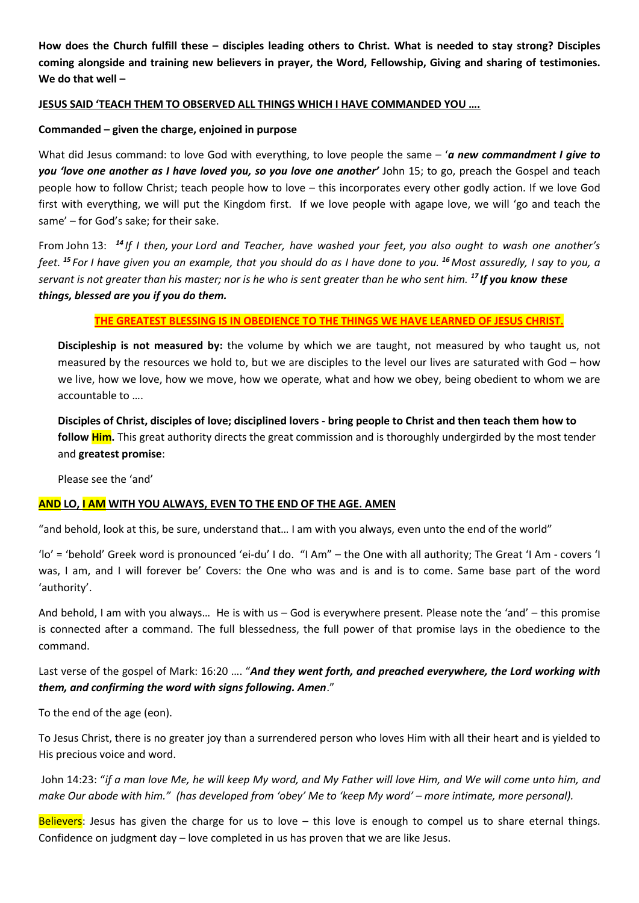**How does the Church fulfill these – disciples leading others to Christ. What is needed to stay strong? Disciples coming alongside and training new believers in prayer, the Word, Fellowship, Giving and sharing of testimonies. We do that well –**

**JESUS SAID 'TEACH THEM TO OBSERVED ALL THINGS WHICH I HAVE COMMANDED YOU ….**

**Commanded – given the charge, enjoined in purpose**

What did Jesus command: to love God with everything, to love people the same – '***a new commandment I give to you 'love one another as I have loved you, so you love one another'*** John 15; to go, preach the Gospel and teach people how to follow Christ; teach people how to love – this incorporates every other godly action. If we love God first with everything, we will put the Kingdom first. If we love people with agape love, we will 'go and teach the same' – for God's sake; for their sake.

From John 13: *[14] If I then, your Lord and Teacher, have washed your feet, you also ought to wash one another's feet. [15] For I have given you an example, that you should do as I have done to you. [16] Most assuredly, I say to you, a servant is not greater than his master; nor is he who is sent greater than he who sent him.* ***[17] If you know these things, blessed are you if you do them.***

**THE GREATEST BLESSING IS IN OBEDIENCE TO THE THINGS WE HAVE LEARNED OF JESUS CHRIST.**

**Discipleship is not measured by:** the volume by which we are taught, not measured by who taught us, not measured by the resources we hold to, but we are disciples to the level our lives are saturated with God – how we live, how we love, how we move, how we operate, what and how we obey, being obedient to whom we are accountable to ….

**Disciples of Christ, disciples of love; disciplined lovers - bring people to Christ and then teach them how to follow Him.** This great authority directs the great commission and is thoroughly undergirded by the most tender and **greatest promise**:

Please see the 'and'

**AND LO, I AM WITH YOU ALWAYS, EVEN TO THE END OF THE AGE. AMEN**

"and behold, look at this, be sure, understand that… I am with you always, even unto the end of the world"

'lo' = 'behold' Greek word is pronounced 'ei-du' I do. "I Am" – the One with all authority; The Great 'I Am - covers 'I was, I am, and I will forever be' Covers: the One who was and is and is to come. Same base part of the word 'authority'.

And behold, I am with you always… He is with us – God is everywhere present. Please note the 'and' – this promise is connected after a command. The full blessedness, the full power of that promise lays in the obedience to the command.

Last verse of the gospel of Mark: 16:20 …. "***And they went forth, and preached everywhere, the Lord working with them, and confirming the word with signs following. Amen***."

To the end of the age (eon).

To Jesus Christ, there is no greater joy than a surrendered person who loves Him with all their heart and is yielded to His precious voice and word.

John 14:23: "*if a man love Me, he will keep My word, and My Father will love Him, and We will come unto him, and make Our abode with him." (has developed from 'obey' Me to 'keep My word' – more intimate, more personal).*

Believers: Jesus has given the charge for us to love – this love is enough to compel us to share eternal things. Confidence on judgment day – love completed in us has proven that we are like Jesus.